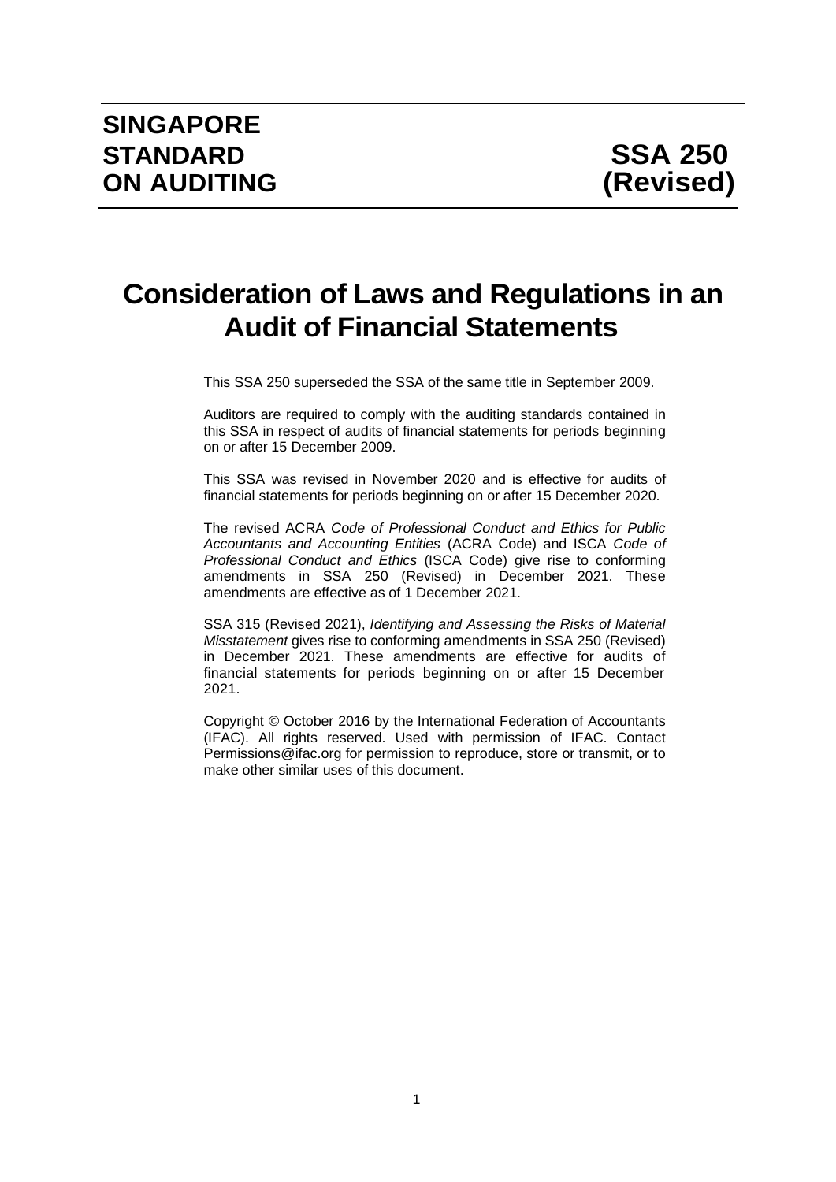**SINGAPORE STANDARD ON AUDITING** **SSA 250 (Revised)**

# Consideration of Laws and Regulations in an Audit of Financial Statements

This SSA 250 superseded the SSA of the same title in September 2009.

Auditors are required to comply with the auditing standards contained in this SSA in respect of audits of financial statements for periods beginning on or after 15 December 2009.

This SSA was revised in November 2020 and is effective for audits of financial statements for periods beginning on or after 15 December 2020.

The revised ACRA *Code of Professional Conduct and Ethics for Public Accountants and Accounting Entities* (ACRA Code) and ISCA *Code of Professional Conduct and Ethics* (ISCA Code) give rise to conforming amendments in SSA 250 (Revised) in December 2021. These amendments are effective as of 1 December 2021.

SSA 315 (Revised 2021), *Identifying and Assessing the Risks of Material Misstatement* gives rise to conforming amendments in SSA 250 (Revised) in December 2021. These amendments are effective for audits of financial statements for periods beginning on or after 15 December 2021.

Copyright © October 2016 by the International Federation of Accountants (IFAC). All rights reserved. Used with permission of IFAC. Contact Permissions@ifac.org for permission to reproduce, store or transmit, or to make other similar uses of this document.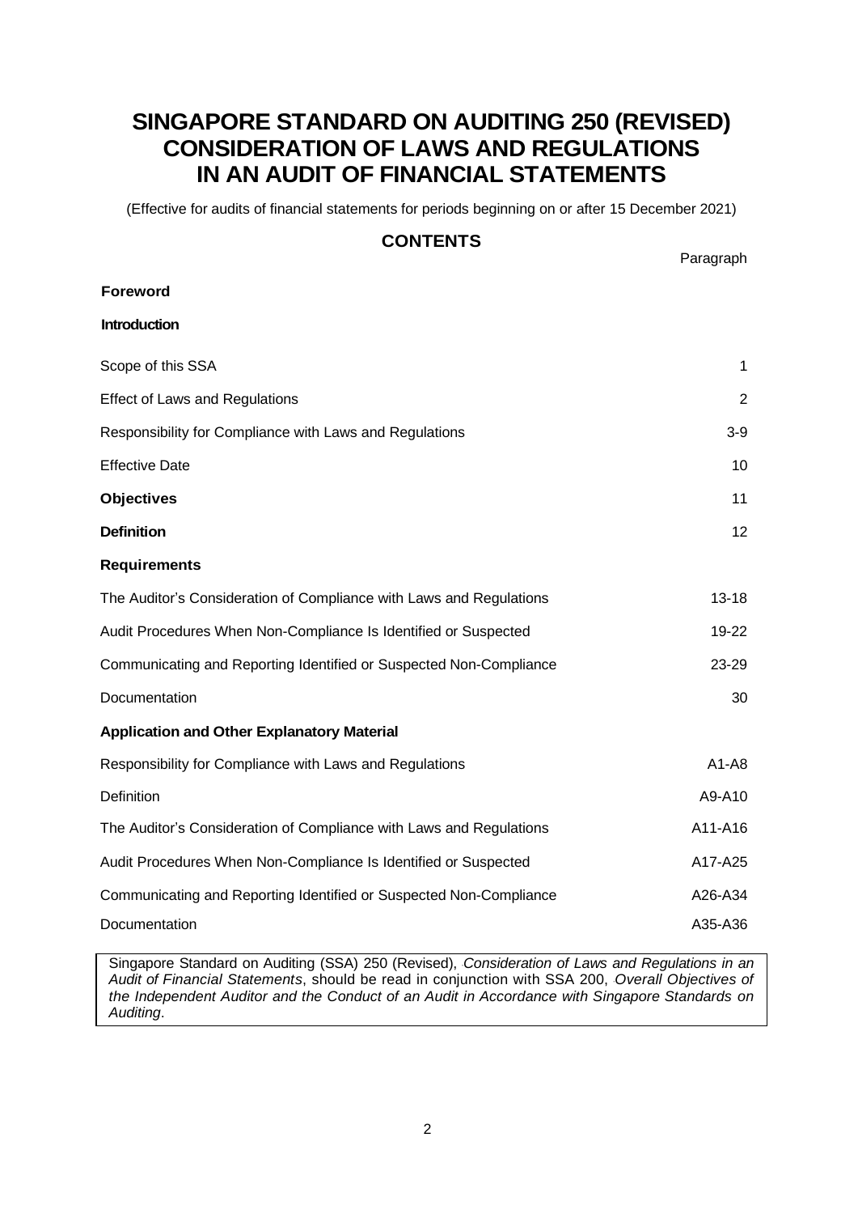# SINGAPORE STANDARD ON AUDITING 250 (REVISED) CONSIDERATION OF LAWS AND REGULATIONS IN AN AUDIT OF FINANCIAL STATEMENTS

(Effective for audits of financial statements for periods beginning on or after 15 December 2021)

## CONTENTS

| | Paragraph |
|---|---|
| **Foreword** | |
| **Introduction** | |
| Scope of this SSA | 1 |
| Effect of Laws and Regulations | 2 |
| Responsibility for Compliance with Laws and Regulations | 3-9 |
| Effective Date | 10 |
| **Objectives** | 11 |
| **Definition** | 12 |
| **Requirements** | |
| The Auditor's Consideration of Compliance with Laws and Regulations | 13-18 |
| Audit Procedures When Non-Compliance Is Identified or Suspected | 19-22 |
| Communicating and Reporting Identified or Suspected Non-Compliance | 23-29 |
| Documentation | 30 |
| **Application and Other Explanatory Material** | |
| Responsibility for Compliance with Laws and Regulations | A1-A8 |
| Definition | A9-A10 |
| The Auditor's Consideration of Compliance with Laws and Regulations | A11-A16 |
| Audit Procedures When Non-Compliance Is Identified or Suspected | A17-A25 |
| Communicating and Reporting Identified or Suspected Non-Compliance | A26-A34 |
| Documentation | A35-A36 |

Singapore Standard on Auditing (SSA) 250 (Revised), *Consideration of Laws and Regulations in an Audit of Financial Statements*, should be read in conjunction with SSA 200, *Overall Objectives of the Independent Auditor and the Conduct of an Audit in Accordance with Singapore Standards on Auditing*.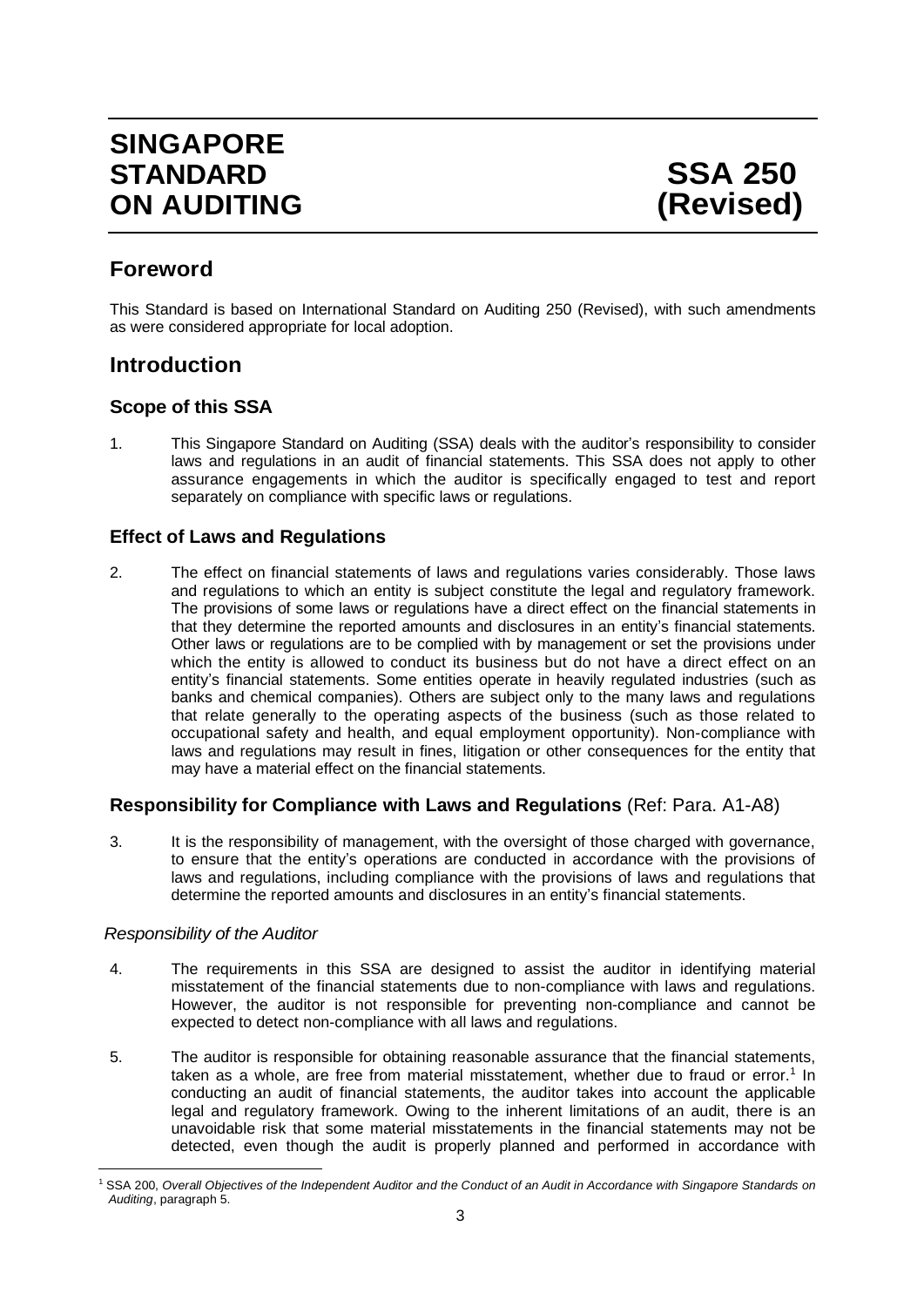# SINGAPORE STANDARD ON AUDITING SSA 250 (Revised)

## Foreword

This Standard is based on International Standard on Auditing 250 (Revised), with such amendments as were considered appropriate for local adoption.

## Introduction

### Scope of this SSA

1. This Singapore Standard on Auditing (SSA) deals with the auditor's responsibility to consider laws and regulations in an audit of financial statements. This SSA does not apply to other assurance engagements in which the auditor is specifically engaged to test and report separately on compliance with specific laws or regulations.

### Effect of Laws and Regulations

2. The effect on financial statements of laws and regulations varies considerably. Those laws and regulations to which an entity is subject constitute the legal and regulatory framework. The provisions of some laws or regulations have a direct effect on the financial statements in that they determine the reported amounts and disclosures in an entity's financial statements. Other laws or regulations are to be complied with by management or set the provisions under which the entity is allowed to conduct its business but do not have a direct effect on an entity's financial statements. Some entities operate in heavily regulated industries (such as banks and chemical companies). Others are subject only to the many laws and regulations that relate generally to the operating aspects of the business (such as those related to occupational safety and health, and equal employment opportunity). Non-compliance with laws and regulations may result in fines, litigation or other consequences for the entity that may have a material effect on the financial statements.

### Responsibility for Compliance with Laws and Regulations (Ref: Para. A1-A8)

3. It is the responsibility of management, with the oversight of those charged with governance, to ensure that the entity's operations are conducted in accordance with the provisions of laws and regulations, including compliance with the provisions of laws and regulations that determine the reported amounts and disclosures in an entity's financial statements.

*Responsibility of the Auditor*

4. The requirements in this SSA are designed to assist the auditor in identifying material misstatement of the financial statements due to non-compliance with laws and regulations. However, the auditor is not responsible for preventing non-compliance and cannot be expected to detect non-compliance with all laws and regulations.

5. The auditor is responsible for obtaining reasonable assurance that the financial statements, taken as a whole, are free from material misstatement, whether due to fraud or error.[1] In conducting an audit of financial statements, the auditor takes into account the applicable legal and regulatory framework. Owing to the inherent limitations of an audit, there is an unavoidable risk that some material misstatements in the financial statements may not be detected, even though the audit is properly planned and performed in accordance with

---

[1] SSA 200, *Overall Objectives of the Independent Auditor and the Conduct of an Audit in Accordance with Singapore Standards on Auditing*, paragraph 5.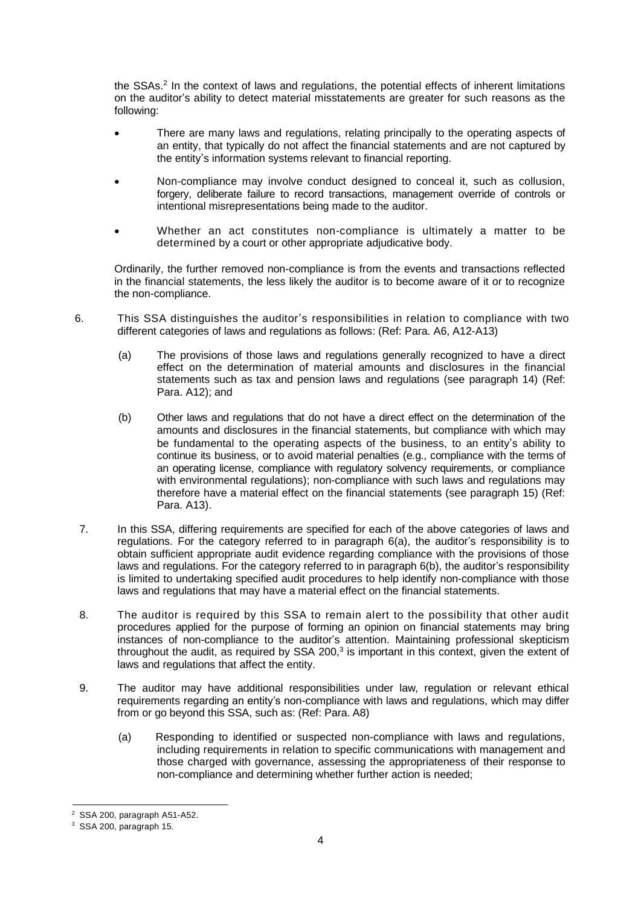the SSAs.[2] In the context of laws and regulations, the potential effects of inherent limitations on the auditor's ability to detect material misstatements are greater for such reasons as the following:

- There are many laws and regulations, relating principally to the operating aspects of an entity, that typically do not affect the financial statements and are not captured by the entity's information systems relevant to financial reporting.
- Non-compliance may involve conduct designed to conceal it, such as collusion, forgery, deliberate failure to record transactions, management override of controls or intentional misrepresentations being made to the auditor.
- Whether an act constitutes non-compliance is ultimately a matter to be determined by a court or other appropriate adjudicative body.

Ordinarily, the further removed non-compliance is from the events and transactions reflected in the financial statements, the less likely the auditor is to become aware of it or to recognize the non-compliance.

6. This SSA distinguishes the auditor's responsibilities in relation to compliance with two different categories of laws and regulations as follows: (Ref: Para. A6, A12-A13)

   (a) The provisions of those laws and regulations generally recognized to have a direct effect on the determination of material amounts and disclosures in the financial statements such as tax and pension laws and regulations (see paragraph 14) (Ref: Para. A12); and

   (b) Other laws and regulations that do not have a direct effect on the determination of the amounts and disclosures in the financial statements, but compliance with which may be fundamental to the operating aspects of the business, to an entity's ability to continue its business, or to avoid material penalties (e.g., compliance with the terms of an operating license, compliance with regulatory solvency requirements, or compliance with environmental regulations); non-compliance with such laws and regulations may therefore have a material effect on the financial statements (see paragraph 15) (Ref: Para. A13).

7. In this SSA, differing requirements are specified for each of the above categories of laws and regulations. For the category referred to in paragraph 6(a), the auditor's responsibility is to obtain sufficient appropriate audit evidence regarding compliance with the provisions of those laws and regulations. For the category referred to in paragraph 6(b), the auditor's responsibility is limited to undertaking specified audit procedures to help identify non-compliance with those laws and regulations that may have a material effect on the financial statements.

8. The auditor is required by this SSA to remain alert to the possibility that other audit procedures applied for the purpose of forming an opinion on financial statements may bring instances of non-compliance to the auditor's attention. Maintaining professional skepticism throughout the audit, as required by SSA 200,[3] is important in this context, given the extent of laws and regulations that affect the entity.

9. The auditor may have additional responsibilities under law, regulation or relevant ethical requirements regarding an entity's non-compliance with laws and regulations, which may differ from or go beyond this SSA, such as: (Ref: Para. A8)

   (a) Responding to identified or suspected non-compliance with laws and regulations, including requirements in relation to specific communications with management and those charged with governance, assessing the appropriateness of their response to non-compliance and determining whether further action is needed;

---

[2] SSA 200, paragraph A51-A52.

[3] SSA 200, paragraph 15.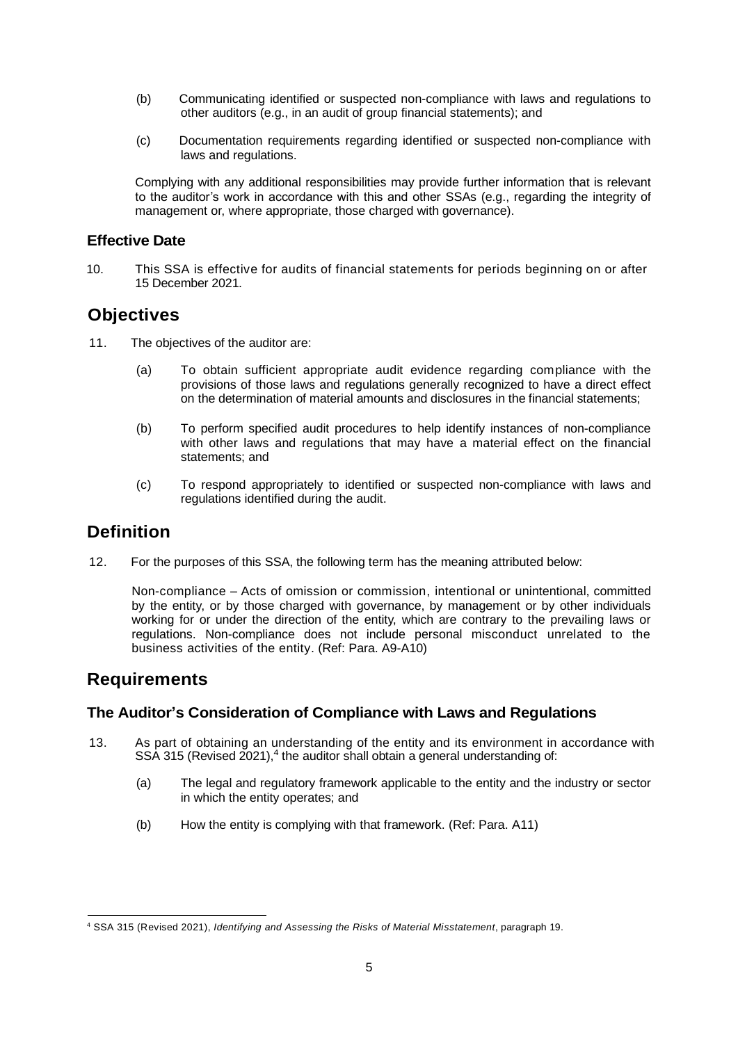(b) Communicating identified or suspected non-compliance with laws and regulations to other auditors (e.g., in an audit of group financial statements); and

(c) Documentation requirements regarding identified or suspected non-compliance with laws and regulations.

Complying with any additional responsibilities may provide further information that is relevant to the auditor's work in accordance with this and other SSAs (e.g., regarding the integrity of management or, where appropriate, those charged with governance).

### Effective Date

10. This SSA is effective for audits of financial statements for periods beginning on or after 15 December 2021.

## Objectives

11. The objectives of the auditor are:

    (a) To obtain sufficient appropriate audit evidence regarding compliance with the provisions of those laws and regulations generally recognized to have a direct effect on the determination of material amounts and disclosures in the financial statements;

    (b) To perform specified audit procedures to help identify instances of non-compliance with other laws and regulations that may have a material effect on the financial statements; and

    (c) To respond appropriately to identified or suspected non-compliance with laws and regulations identified during the audit.

## Definition

12. For the purposes of this SSA, the following term has the meaning attributed below:

    Non-compliance – Acts of omission or commission, intentional or unintentional, committed by the entity, or by those charged with governance, by management or by other individuals working for or under the direction of the entity, which are contrary to the prevailing laws or regulations. Non-compliance does not include personal misconduct unrelated to the business activities of the entity. (Ref: Para. A9-A10)

## Requirements

### The Auditor's Consideration of Compliance with Laws and Regulations

13. As part of obtaining an understanding of the entity and its environment in accordance with SSA 315 (Revised 2021),[4] the auditor shall obtain a general understanding of:

    (a) The legal and regulatory framework applicable to the entity and the industry or sector in which the entity operates; and

    (b) How the entity is complying with that framework. (Ref: Para. A11)

---

[4] SSA 315 (Revised 2021), *Identifying and Assessing the Risks of Material Misstatement*, paragraph 19.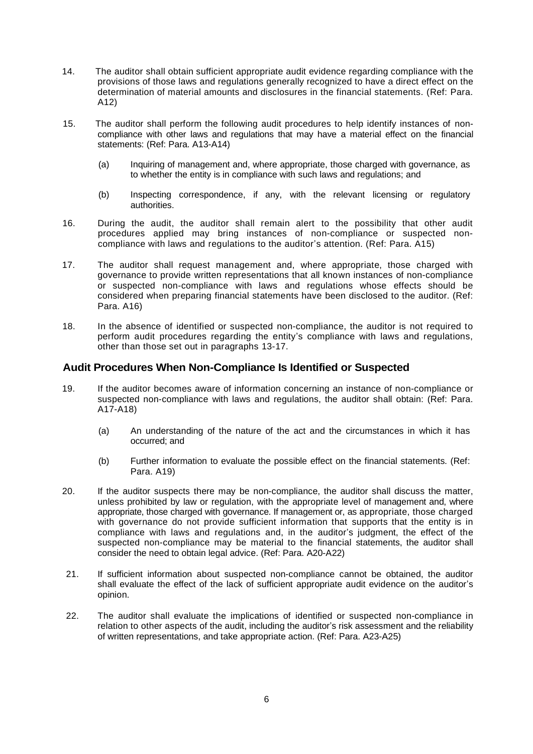14. The auditor shall obtain sufficient appropriate audit evidence regarding compliance with the provisions of those laws and regulations generally recognized to have a direct effect on the determination of material amounts and disclosures in the financial statements. (Ref: Para. A12)

15. The auditor shall perform the following audit procedures to help identify instances of non-compliance with other laws and regulations that may have a material effect on the financial statements: (Ref: Para. A13-A14)

    (a) Inquiring of management and, where appropriate, those charged with governance, as to whether the entity is in compliance with such laws and regulations; and

    (b) Inspecting correspondence, if any, with the relevant licensing or regulatory authorities.

16. During the audit, the auditor shall remain alert to the possibility that other audit procedures applied may bring instances of non-compliance or suspected non-compliance with laws and regulations to the auditor's attention. (Ref: Para. A15)

17. The auditor shall request management and, where appropriate, those charged with governance to provide written representations that all known instances of non-compliance or suspected non-compliance with laws and regulations whose effects should be considered when preparing financial statements have been disclosed to the auditor. (Ref: Para. A16)

18. In the absence of identified or suspected non-compliance, the auditor is not required to perform audit procedures regarding the entity's compliance with laws and regulations, other than those set out in paragraphs 13-17.

## Audit Procedures When Non-Compliance Is Identified or Suspected

19. If the auditor becomes aware of information concerning an instance of non-compliance or suspected non-compliance with laws and regulations, the auditor shall obtain: (Ref: Para. A17-A18)

    (a) An understanding of the nature of the act and the circumstances in which it has occurred; and

    (b) Further information to evaluate the possible effect on the financial statements. (Ref: Para. A19)

20. If the auditor suspects there may be non-compliance, the auditor shall discuss the matter, unless prohibited by law or regulation, with the appropriate level of management and, where appropriate, those charged with governance. If management or, as appropriate, those charged with governance do not provide sufficient information that supports that the entity is in compliance with laws and regulations and, in the auditor's judgment, the effect of the suspected non-compliance may be material to the financial statements, the auditor shall consider the need to obtain legal advice. (Ref: Para. A20-A22)

21. If sufficient information about suspected non-compliance cannot be obtained, the auditor shall evaluate the effect of the lack of sufficient appropriate audit evidence on the auditor's opinion.

22. The auditor shall evaluate the implications of identified or suspected non-compliance in relation to other aspects of the audit, including the auditor's risk assessment and the reliability of written representations, and take appropriate action. (Ref: Para. A23-A25)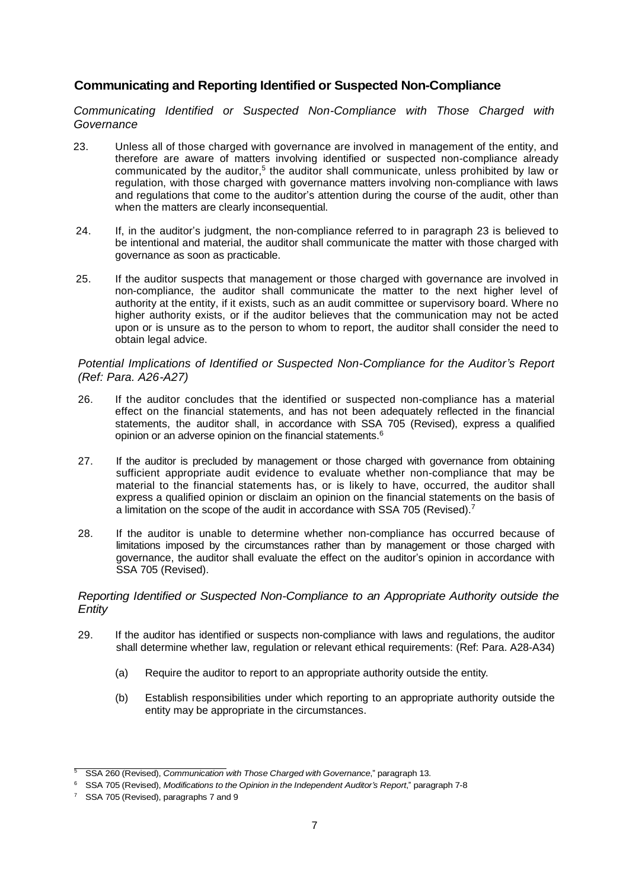## Communicating and Reporting Identified or Suspected Non-Compliance

*Communicating Identified or Suspected Non-Compliance with Those Charged with Governance*

23. Unless all of those charged with governance are involved in management of the entity, and therefore are aware of matters involving identified or suspected non-compliance already communicated by the auditor,[5] the auditor shall communicate, unless prohibited by law or regulation, with those charged with governance matters involving non-compliance with laws and regulations that come to the auditor's attention during the course of the audit, other than when the matters are clearly inconsequential.

24. If, in the auditor's judgment, the non-compliance referred to in paragraph 23 is believed to be intentional and material, the auditor shall communicate the matter with those charged with governance as soon as practicable.

25. If the auditor suspects that management or those charged with governance are involved in non-compliance, the auditor shall communicate the matter to the next higher level of authority at the entity, if it exists, such as an audit committee or supervisory board. Where no higher authority exists, or if the auditor believes that the communication may not be acted upon or is unsure as to the person to whom to report, the auditor shall consider the need to obtain legal advice.

*Potential Implications of Identified or Suspected Non-Compliance for the Auditor's Report (Ref: Para. A26-A27)*

26. If the auditor concludes that the identified or suspected non-compliance has a material effect on the financial statements, and has not been adequately reflected in the financial statements, the auditor shall, in accordance with SSA 705 (Revised), express a qualified opinion or an adverse opinion on the financial statements.[6]

27. If the auditor is precluded by management or those charged with governance from obtaining sufficient appropriate audit evidence to evaluate whether non-compliance that may be material to the financial statements has, or is likely to have, occurred, the auditor shall express a qualified opinion or disclaim an opinion on the financial statements on the basis of a limitation on the scope of the audit in accordance with SSA 705 (Revised).[7]

28. If the auditor is unable to determine whether non-compliance has occurred because of limitations imposed by the circumstances rather than by management or those charged with governance, the auditor shall evaluate the effect on the auditor's opinion in accordance with SSA 705 (Revised).

*Reporting Identified or Suspected Non-Compliance to an Appropriate Authority outside the Entity*

29. If the auditor has identified or suspects non-compliance with laws and regulations, the auditor shall determine whether law, regulation or relevant ethical requirements: (Ref: Para. A28-A34)

    (a) Require the auditor to report to an appropriate authority outside the entity.

    (b) Establish responsibilities under which reporting to an appropriate authority outside the entity may be appropriate in the circumstances.

---

[5] SSA 260 (Revised), *Communication with Those Charged with Governance*," paragraph 13.

[6] SSA 705 (Revised), *Modifications to the Opinion in the Independent Auditor's Report*," paragraph 7-8

[7] SSA 705 (Revised), paragraphs 7 and 9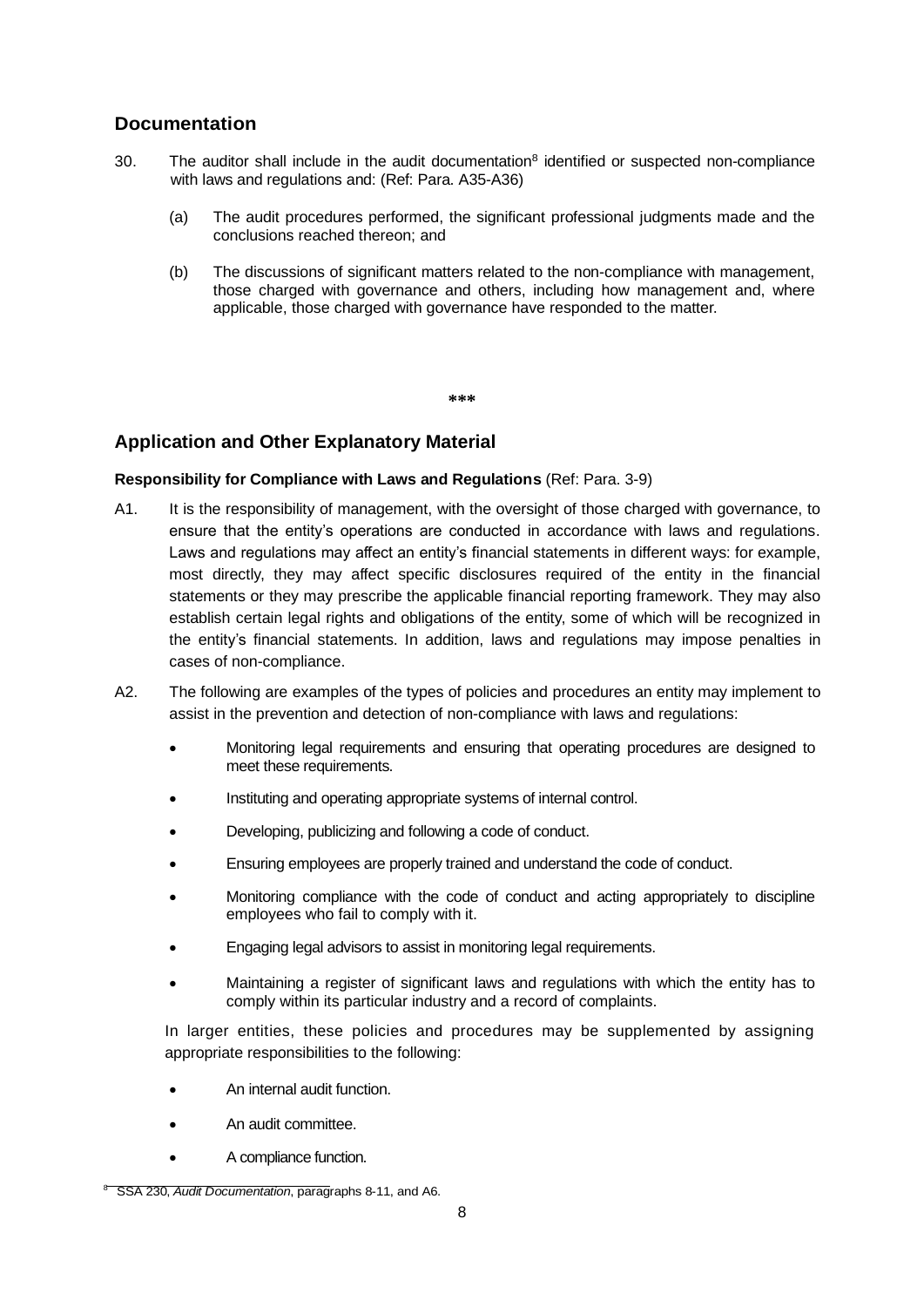## Documentation

30. The auditor shall include in the audit documentation[8] identified or suspected non-compliance with laws and regulations and: (Ref: Para. A35-A36)

    (a) The audit procedures performed, the significant professional judgments made and the conclusions reached thereon; and

    (b) The discussions of significant matters related to the non-compliance with management, those charged with governance and others, including how management and, where applicable, those charged with governance have responded to the matter.

***

## Application and Other Explanatory Material

**Responsibility for Compliance with Laws and Regulations** (Ref: Para. 3-9)

A1. It is the responsibility of management, with the oversight of those charged with governance, to ensure that the entity's operations are conducted in accordance with laws and regulations. Laws and regulations may affect an entity's financial statements in different ways: for example, most directly, they may affect specific disclosures required of the entity in the financial statements or they may prescribe the applicable financial reporting framework. They may also establish certain legal rights and obligations of the entity, some of which will be recognized in the entity's financial statements. In addition, laws and regulations may impose penalties in cases of non-compliance.

A2. The following are examples of the types of policies and procedures an entity may implement to assist in the prevention and detection of non-compliance with laws and regulations:

- Monitoring legal requirements and ensuring that operating procedures are designed to meet these requirements.
- Instituting and operating appropriate systems of internal control.
- Developing, publicizing and following a code of conduct.
- Ensuring employees are properly trained and understand the code of conduct.
- Monitoring compliance with the code of conduct and acting appropriately to discipline employees who fail to comply with it.
- Engaging legal advisors to assist in monitoring legal requirements.
- Maintaining a register of significant laws and regulations with which the entity has to comply within its particular industry and a record of complaints.

In larger entities, these policies and procedures may be supplemented by assigning appropriate responsibilities to the following:

- An internal audit function.
- An audit committee.
- A compliance function.

[8] SSA 230, *Audit Documentation*, paragraphs 8-11, and A6.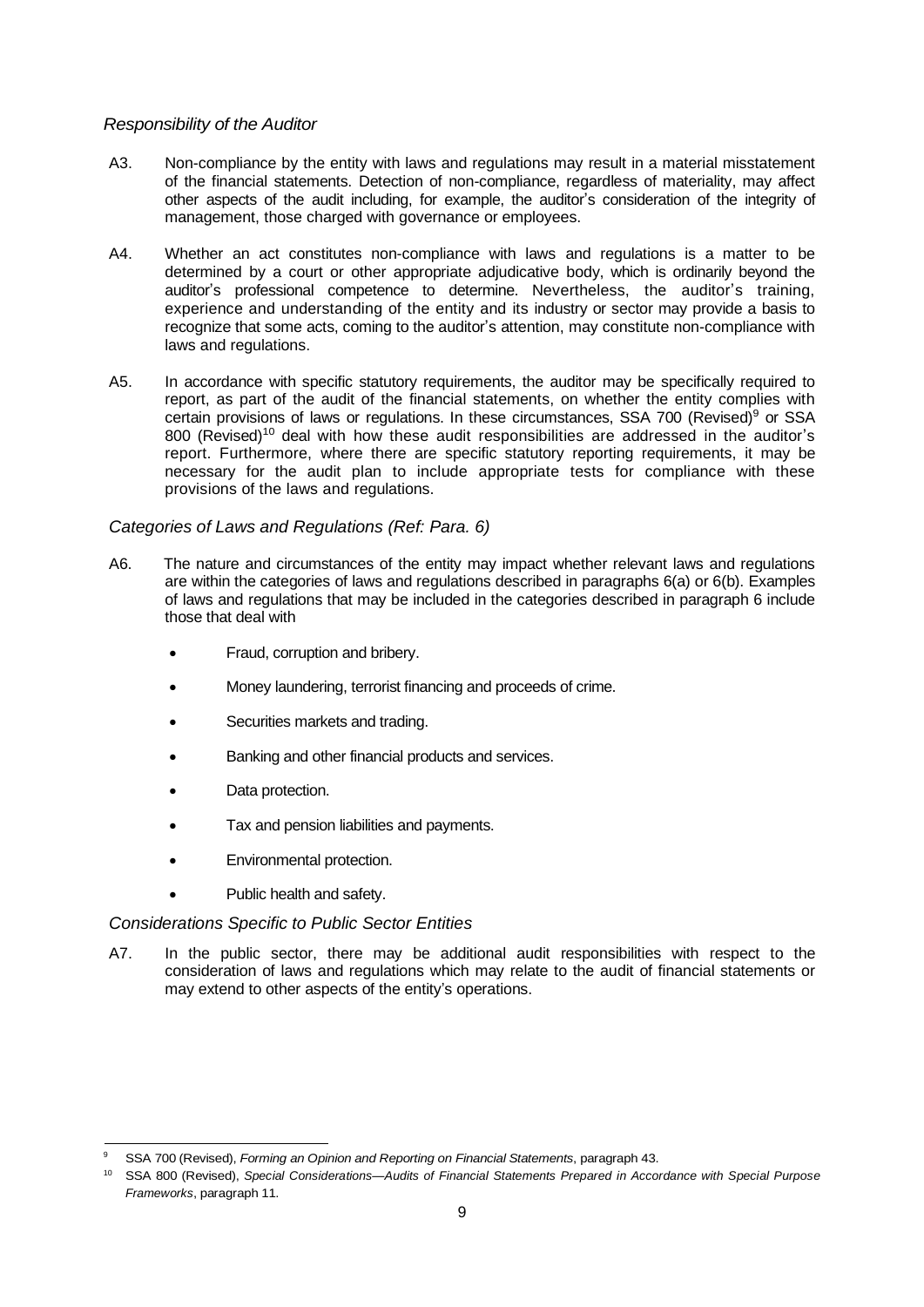*Responsibility of the Auditor*

A3. Non-compliance by the entity with laws and regulations may result in a material misstatement of the financial statements. Detection of non-compliance, regardless of materiality, may affect other aspects of the audit including, for example, the auditor's consideration of the integrity of management, those charged with governance or employees.

A4. Whether an act constitutes non-compliance with laws and regulations is a matter to be determined by a court or other appropriate adjudicative body, which is ordinarily beyond the auditor's professional competence to determine. Nevertheless, the auditor's training, experience and understanding of the entity and its industry or sector may provide a basis to recognize that some acts, coming to the auditor's attention, may constitute non-compliance with laws and regulations.

A5. In accordance with specific statutory requirements, the auditor may be specifically required to report, as part of the audit of the financial statements, on whether the entity complies with certain provisions of laws or regulations. In these circumstances, SSA 700 (Revised)[9] or SSA 800 (Revised)[10] deal with how these audit responsibilities are addressed in the auditor's report. Furthermore, where there are specific statutory reporting requirements, it may be necessary for the audit plan to include appropriate tests for compliance with these provisions of the laws and regulations.

*Categories of Laws and Regulations (Ref: Para. 6)*

A6. The nature and circumstances of the entity may impact whether relevant laws and regulations are within the categories of laws and regulations described in paragraphs 6(a) or 6(b). Examples of laws and regulations that may be included in the categories described in paragraph 6 include those that deal with

- Fraud, corruption and bribery.
- Money laundering, terrorist financing and proceeds of crime.
- Securities markets and trading.
- Banking and other financial products and services.
- Data protection.
- Tax and pension liabilities and payments.
- Environmental protection.
- Public health and safety.

*Considerations Specific to Public Sector Entities*

A7. In the public sector, there may be additional audit responsibilities with respect to the consideration of laws and regulations which may relate to the audit of financial statements or may extend to other aspects of the entity's operations.

[9] SSA 700 (Revised), *Forming an Opinion and Reporting on Financial Statements*, paragraph 43.

[10] SSA 800 (Revised), *Special Considerations—Audits of Financial Statements Prepared in Accordance with Special Purpose Frameworks*, paragraph 11.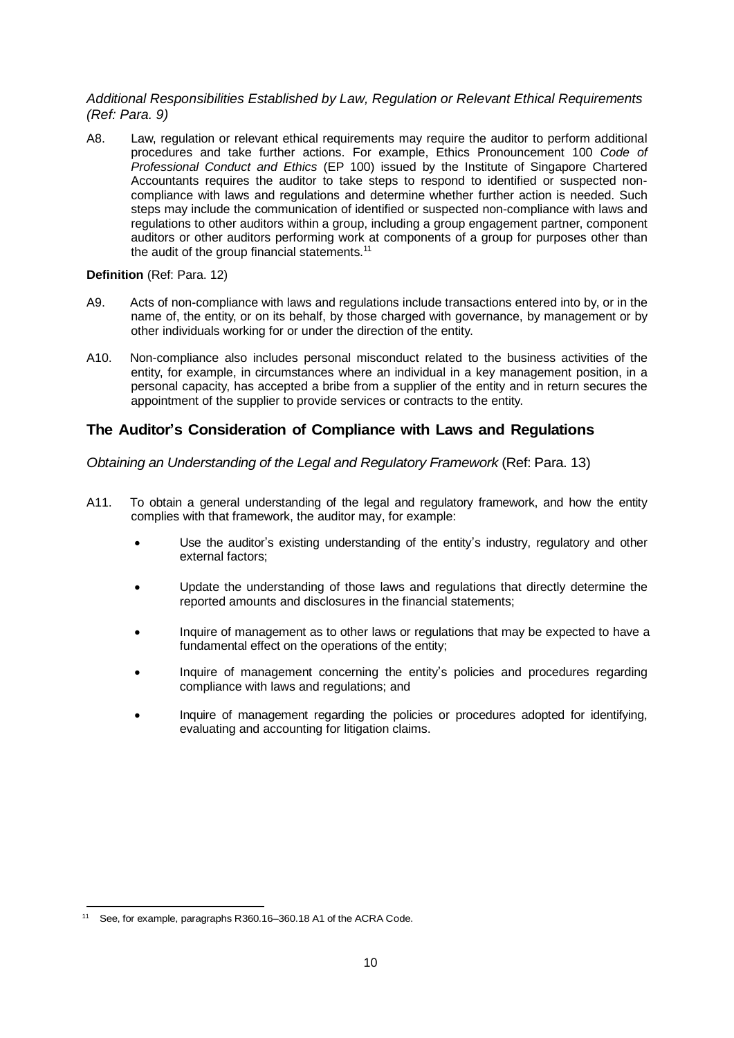*Additional Responsibilities Established by Law, Regulation or Relevant Ethical Requirements (Ref: Para. 9)*

A8. Law, regulation or relevant ethical requirements may require the auditor to perform additional procedures and take further actions. For example, Ethics Pronouncement 100 *Code of Professional Conduct and Ethics* (EP 100) issued by the Institute of Singapore Chartered Accountants requires the auditor to take steps to respond to identified or suspected non-compliance with laws and regulations and determine whether further action is needed. Such steps may include the communication of identified or suspected non-compliance with laws and regulations to other auditors within a group, including a group engagement partner, component auditors or other auditors performing work at components of a group for purposes other than the audit of the group financial statements.[11]

**Definition** (Ref: Para. 12)

A9. Acts of non-compliance with laws and regulations include transactions entered into by, or in the name of, the entity, or on its behalf, by those charged with governance, by management or by other individuals working for or under the direction of the entity.

A10. Non-compliance also includes personal misconduct related to the business activities of the entity, for example, in circumstances where an individual in a key management position, in a personal capacity, has accepted a bribe from a supplier of the entity and in return secures the appointment of the supplier to provide services or contracts to the entity.

## The Auditor's Consideration of Compliance with Laws and Regulations

*Obtaining an Understanding of the Legal and Regulatory Framework* (Ref: Para. 13)

A11. To obtain a general understanding of the legal and regulatory framework, and how the entity complies with that framework, the auditor may, for example:

- Use the auditor's existing understanding of the entity's industry, regulatory and other external factors;
- Update the understanding of those laws and regulations that directly determine the reported amounts and disclosures in the financial statements;
- Inquire of management as to other laws or regulations that may be expected to have a fundamental effect on the operations of the entity;
- Inquire of management concerning the entity's policies and procedures regarding compliance with laws and regulations; and
- Inquire of management regarding the policies or procedures adopted for identifying, evaluating and accounting for litigation claims.

---

[11] See, for example, paragraphs R360.16–360.18 A1 of the ACRA Code.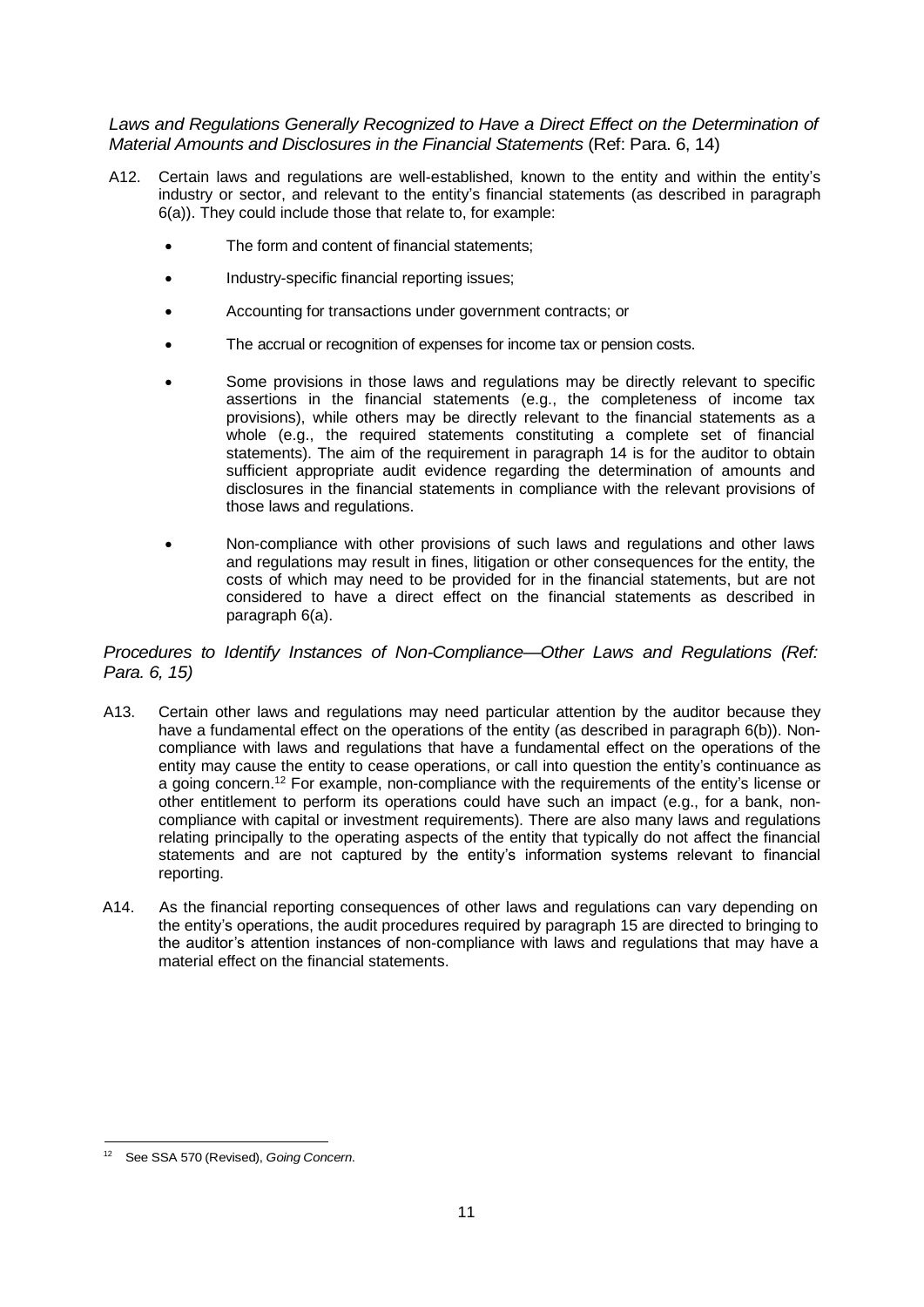*Laws and Regulations Generally Recognized to Have a Direct Effect on the Determination of Material Amounts and Disclosures in the Financial Statements* (Ref: Para. 6, 14)

A12. Certain laws and regulations are well-established, known to the entity and within the entity's industry or sector, and relevant to the entity's financial statements (as described in paragraph 6(a)). They could include those that relate to, for example:

- The form and content of financial statements;
- Industry-specific financial reporting issues;
- Accounting for transactions under government contracts; or
- The accrual or recognition of expenses for income tax or pension costs.
- Some provisions in those laws and regulations may be directly relevant to specific assertions in the financial statements (e.g., the completeness of income tax provisions), while others may be directly relevant to the financial statements as a whole (e.g., the required statements constituting a complete set of financial statements). The aim of the requirement in paragraph 14 is for the auditor to obtain sufficient appropriate audit evidence regarding the determination of amounts and disclosures in the financial statements in compliance with the relevant provisions of those laws and regulations.
- Non-compliance with other provisions of such laws and regulations and other laws and regulations may result in fines, litigation or other consequences for the entity, the costs of which may need to be provided for in the financial statements, but are not considered to have a direct effect on the financial statements as described in paragraph 6(a).

*Procedures to Identify Instances of Non-Compliance—Other Laws and Regulations (Ref: Para. 6, 15)*

A13. Certain other laws and regulations may need particular attention by the auditor because they have a fundamental effect on the operations of the entity (as described in paragraph 6(b)). Non-compliance with laws and regulations that have a fundamental effect on the operations of the entity may cause the entity to cease operations, or call into question the entity's continuance as a going concern.[12] For example, non-compliance with the requirements of the entity's license or other entitlement to perform its operations could have such an impact (e.g., for a bank, non-compliance with capital or investment requirements). There are also many laws and regulations relating principally to the operating aspects of the entity that typically do not affect the financial statements and are not captured by the entity's information systems relevant to financial reporting.

A14. As the financial reporting consequences of other laws and regulations can vary depending on the entity's operations, the audit procedures required by paragraph 15 are directed to bringing to the auditor's attention instances of non-compliance with laws and regulations that may have a material effect on the financial statements.

[12] See SSA 570 (Revised), *Going Concern*.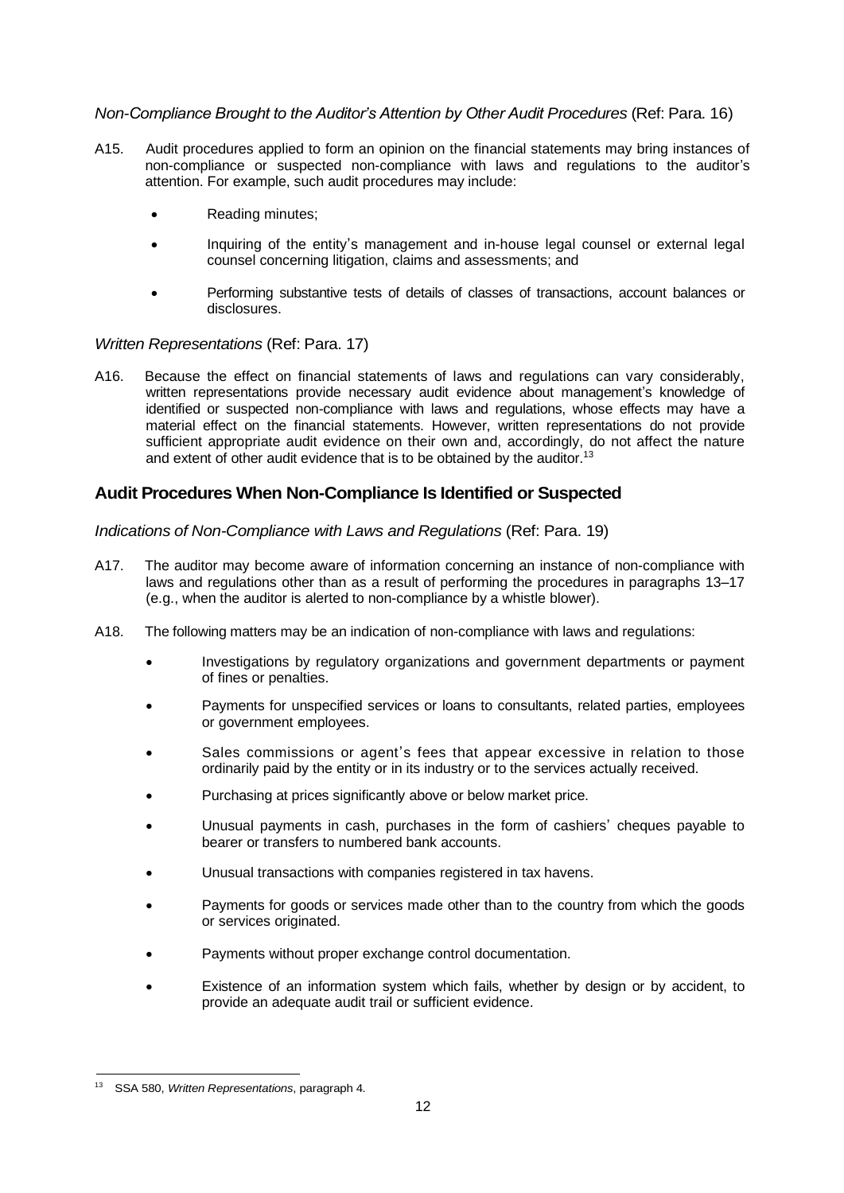*Non-Compliance Brought to the Auditor's Attention by Other Audit Procedures* (Ref: Para. 16)

A15. Audit procedures applied to form an opinion on the financial statements may bring instances of non-compliance or suspected non-compliance with laws and regulations to the auditor's attention. For example, such audit procedures may include:

- Reading minutes;
- Inquiring of the entity's management and in-house legal counsel or external legal counsel concerning litigation, claims and assessments; and
- Performing substantive tests of details of classes of transactions, account balances or disclosures.

*Written Representations* (Ref: Para. 17)

A16. Because the effect on financial statements of laws and regulations can vary considerably, written representations provide necessary audit evidence about management's knowledge of identified or suspected non-compliance with laws and regulations, whose effects may have a material effect on the financial statements. However, written representations do not provide sufficient appropriate audit evidence on their own and, accordingly, do not affect the nature and extent of other audit evidence that is to be obtained by the auditor.[13]

## Audit Procedures When Non-Compliance Is Identified or Suspected

*Indications of Non-Compliance with Laws and Regulations* (Ref: Para. 19)

A17. The auditor may become aware of information concerning an instance of non-compliance with laws and regulations other than as a result of performing the procedures in paragraphs 13–17 (e.g., when the auditor is alerted to non-compliance by a whistle blower).

A18. The following matters may be an indication of non-compliance with laws and regulations:

- Investigations by regulatory organizations and government departments or payment of fines or penalties.
- Payments for unspecified services or loans to consultants, related parties, employees or government employees.
- Sales commissions or agent's fees that appear excessive in relation to those ordinarily paid by the entity or in its industry or to the services actually received.
- Purchasing at prices significantly above or below market price.
- Unusual payments in cash, purchases in the form of cashiers' cheques payable to bearer or transfers to numbered bank accounts.
- Unusual transactions with companies registered in tax havens.
- Payments for goods or services made other than to the country from which the goods or services originated.
- Payments without proper exchange control documentation.
- Existence of an information system which fails, whether by design or by accident, to provide an adequate audit trail or sufficient evidence.

[13] SSA 580, *Written Representations*, paragraph 4.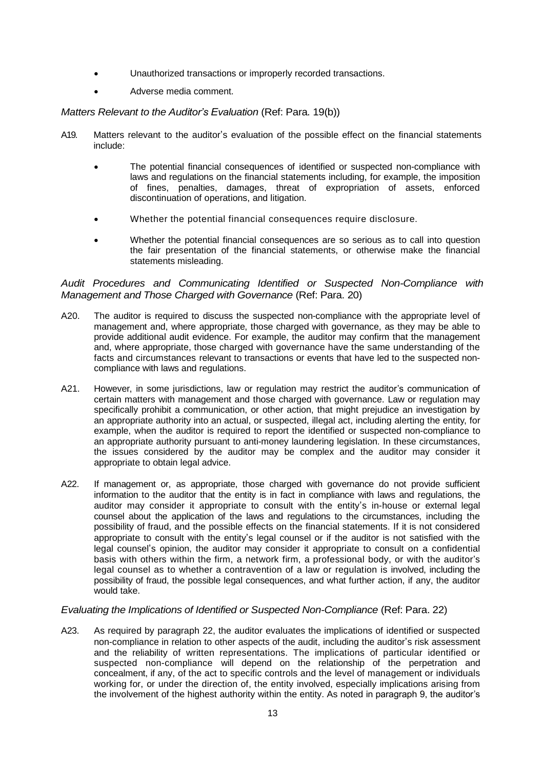- Unauthorized transactions or improperly recorded transactions.
- Adverse media comment.

*Matters Relevant to the Auditor's Evaluation* (Ref: Para. 19(b))

A19. Matters relevant to the auditor's evaluation of the possible effect on the financial statements include:

- The potential financial consequences of identified or suspected non-compliance with laws and regulations on the financial statements including, for example, the imposition of fines, penalties, damages, threat of expropriation of assets, enforced discontinuation of operations, and litigation.
- Whether the potential financial consequences require disclosure.
- Whether the potential financial consequences are so serious as to call into question the fair presentation of the financial statements, or otherwise make the financial statements misleading.

*Audit Procedures and Communicating Identified or Suspected Non-Compliance with Management and Those Charged with Governance* (Ref: Para. 20)

A20. The auditor is required to discuss the suspected non-compliance with the appropriate level of management and, where appropriate, those charged with governance, as they may be able to provide additional audit evidence. For example, the auditor may confirm that the management and, where appropriate, those charged with governance have the same understanding of the facts and circumstances relevant to transactions or events that have led to the suspected non-compliance with laws and regulations.

A21. However, in some jurisdictions, law or regulation may restrict the auditor's communication of certain matters with management and those charged with governance. Law or regulation may specifically prohibit a communication, or other action, that might prejudice an investigation by an appropriate authority into an actual, or suspected, illegal act, including alerting the entity, for example, when the auditor is required to report the identified or suspected non-compliance to an appropriate authority pursuant to anti-money laundering legislation. In these circumstances, the issues considered by the auditor may be complex and the auditor may consider it appropriate to obtain legal advice.

A22. If management or, as appropriate, those charged with governance do not provide sufficient information to the auditor that the entity is in fact in compliance with laws and regulations, the auditor may consider it appropriate to consult with the entity's in-house or external legal counsel about the application of the laws and regulations to the circumstances, including the possibility of fraud, and the possible effects on the financial statements. If it is not considered appropriate to consult with the entity's legal counsel or if the auditor is not satisfied with the legal counsel's opinion, the auditor may consider it appropriate to consult on a confidential basis with others within the firm, a network firm, a professional body, or with the auditor's legal counsel as to whether a contravention of a law or regulation is involved, including the possibility of fraud, the possible legal consequences, and what further action, if any, the auditor would take.

*Evaluating the Implications of Identified or Suspected Non-Compliance* (Ref: Para. 22)

A23. As required by paragraph 22, the auditor evaluates the implications of identified or suspected non-compliance in relation to other aspects of the audit, including the auditor's risk assessment and the reliability of written representations. The implications of particular identified or suspected non-compliance will depend on the relationship of the perpetration and concealment, if any, of the act to specific controls and the level of management or individuals working for, or under the direction of, the entity involved, especially implications arising from the involvement of the highest authority within the entity. As noted in paragraph 9, the auditor's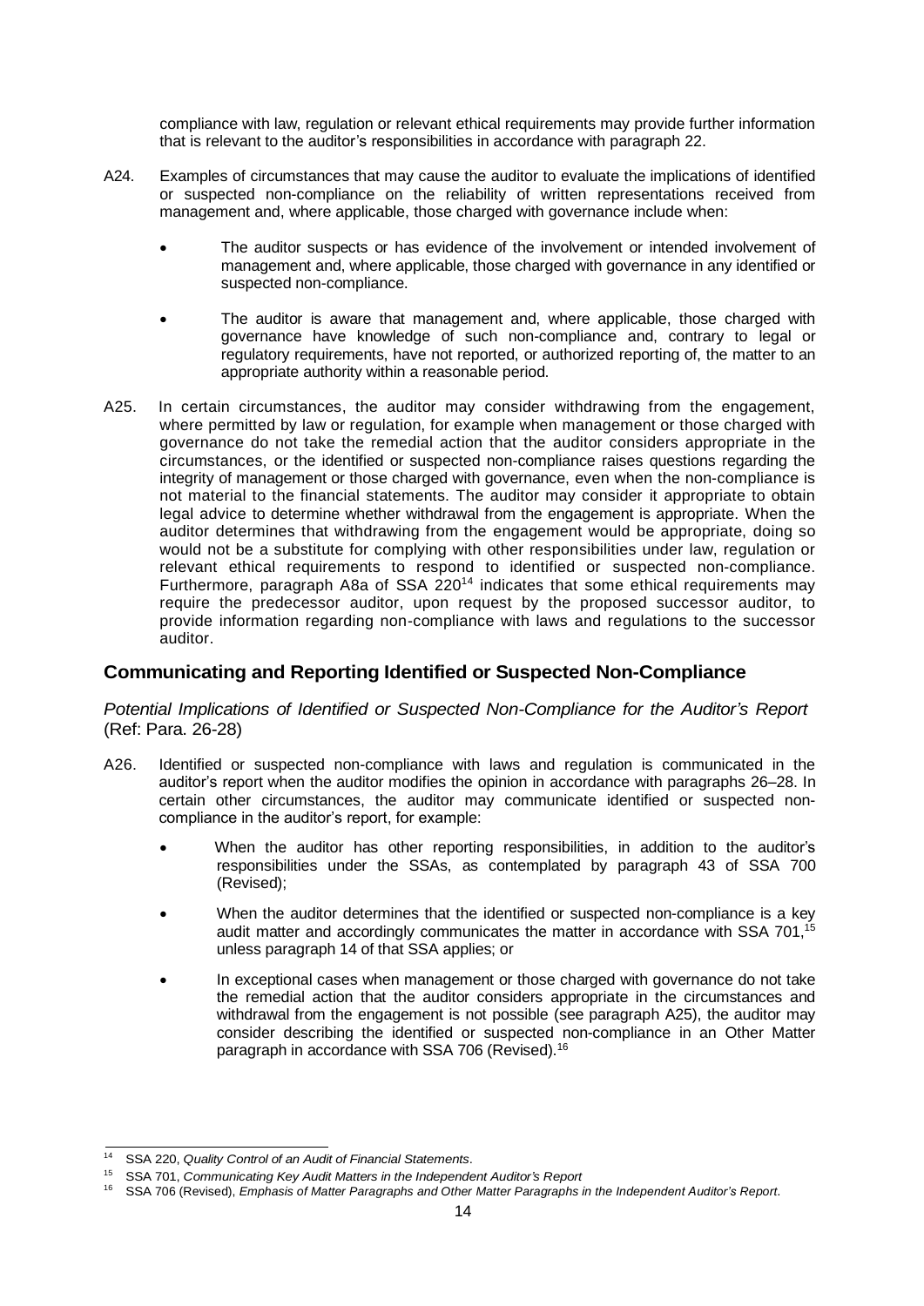compliance with law, regulation or relevant ethical requirements may provide further information that is relevant to the auditor's responsibilities in accordance with paragraph 22.

A24. Examples of circumstances that may cause the auditor to evaluate the implications of identified or suspected non-compliance on the reliability of written representations received from management and, where applicable, those charged with governance include when:

- The auditor suspects or has evidence of the involvement or intended involvement of management and, where applicable, those charged with governance in any identified or suspected non-compliance.
- The auditor is aware that management and, where applicable, those charged with governance have knowledge of such non-compliance and, contrary to legal or regulatory requirements, have not reported, or authorized reporting of, the matter to an appropriate authority within a reasonable period.

A25. In certain circumstances, the auditor may consider withdrawing from the engagement, where permitted by law or regulation, for example when management or those charged with governance do not take the remedial action that the auditor considers appropriate in the circumstances, or the identified or suspected non-compliance raises questions regarding the integrity of management or those charged with governance, even when the non-compliance is not material to the financial statements. The auditor may consider it appropriate to obtain legal advice to determine whether withdrawal from the engagement is appropriate. When the auditor determines that withdrawing from the engagement would be appropriate, doing so would not be a substitute for complying with other responsibilities under law, regulation or relevant ethical requirements to respond to identified or suspected non-compliance. Furthermore, paragraph A8a of SSA 220[14] indicates that some ethical requirements may require the predecessor auditor, upon request by the proposed successor auditor, to provide information regarding non-compliance with laws and regulations to the successor auditor.

## Communicating and Reporting Identified or Suspected Non-Compliance

*Potential Implications of Identified or Suspected Non-Compliance for the Auditor's Report* (Ref: Para. 26-28)

A26. Identified or suspected non-compliance with laws and regulation is communicated in the auditor's report when the auditor modifies the opinion in accordance with paragraphs 26–28. In certain other circumstances, the auditor may communicate identified or suspected non-compliance in the auditor's report, for example:

- When the auditor has other reporting responsibilities, in addition to the auditor's responsibilities under the SSAs, as contemplated by paragraph 43 of SSA 700 (Revised);
- When the auditor determines that the identified or suspected non-compliance is a key audit matter and accordingly communicates the matter in accordance with SSA 701,[15] unless paragraph 14 of that SSA applies; or
- In exceptional cases when management or those charged with governance do not take the remedial action that the auditor considers appropriate in the circumstances and withdrawal from the engagement is not possible (see paragraph A25), the auditor may consider describing the identified or suspected non-compliance in an Other Matter paragraph in accordance with SSA 706 (Revised).[16]

---

[14] SSA 220, *Quality Control of an Audit of Financial Statements*.

[15] SSA 701, *Communicating Key Audit Matters in the Independent Auditor's Report*

[16] SSA 706 (Revised), *Emphasis of Matter Paragraphs and Other Matter Paragraphs in the Independent Auditor's Report*.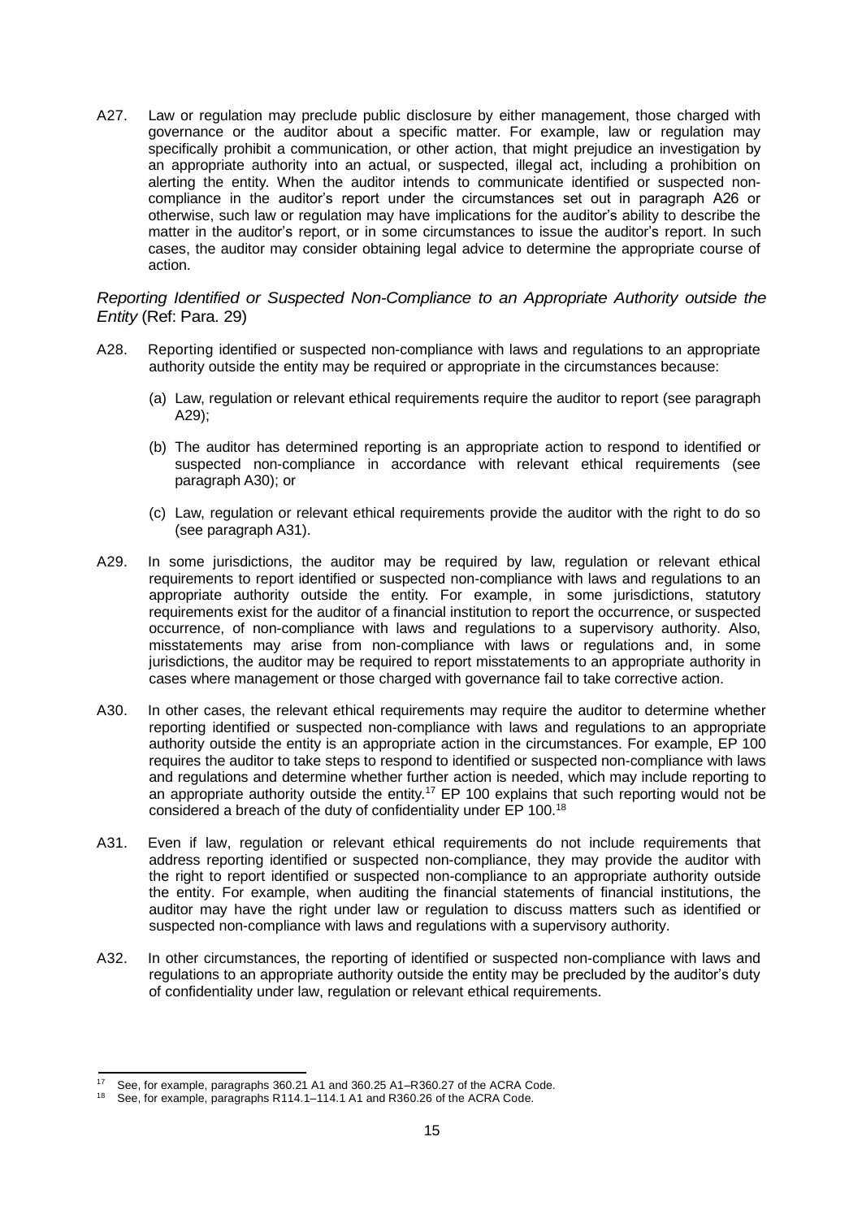A27. Law or regulation may preclude public disclosure by either management, those charged with governance or the auditor about a specific matter. For example, law or regulation may specifically prohibit a communication, or other action, that might prejudice an investigation by an appropriate authority into an actual, or suspected, illegal act, including a prohibition on alerting the entity. When the auditor intends to communicate identified or suspected non-compliance in the auditor's report under the circumstances set out in paragraph A26 or otherwise, such law or regulation may have implications for the auditor's ability to describe the matter in the auditor's report, or in some circumstances to issue the auditor's report. In such cases, the auditor may consider obtaining legal advice to determine the appropriate course of action.

*Reporting Identified or Suspected Non-Compliance to an Appropriate Authority outside the Entity* (Ref: Para. 29)

A28. Reporting identified or suspected non-compliance with laws and regulations to an appropriate authority outside the entity may be required or appropriate in the circumstances because:

(a) Law, regulation or relevant ethical requirements require the auditor to report (see paragraph A29);

(b) The auditor has determined reporting is an appropriate action to respond to identified or suspected non-compliance in accordance with relevant ethical requirements (see paragraph A30); or

(c) Law, regulation or relevant ethical requirements provide the auditor with the right to do so (see paragraph A31).

A29. In some jurisdictions, the auditor may be required by law, regulation or relevant ethical requirements to report identified or suspected non-compliance with laws and regulations to an appropriate authority outside the entity. For example, in some jurisdictions, statutory requirements exist for the auditor of a financial institution to report the occurrence, or suspected occurrence, of non-compliance with laws and regulations to a supervisory authority. Also, misstatements may arise from non-compliance with laws or regulations and, in some jurisdictions, the auditor may be required to report misstatements to an appropriate authority in cases where management or those charged with governance fail to take corrective action.

A30. In other cases, the relevant ethical requirements may require the auditor to determine whether reporting identified or suspected non-compliance with laws and regulations to an appropriate authority outside the entity is an appropriate action in the circumstances. For example, EP 100 requires the auditor to take steps to respond to identified or suspected non-compliance with laws and regulations and determine whether further action is needed, which may include reporting to an appropriate authority outside the entity.[17] EP 100 explains that such reporting would not be considered a breach of the duty of confidentiality under EP 100.[18]

A31. Even if law, regulation or relevant ethical requirements do not include requirements that address reporting identified or suspected non-compliance, they may provide the auditor with the right to report identified or suspected non-compliance to an appropriate authority outside the entity. For example, when auditing the financial statements of financial institutions, the auditor may have the right under law or regulation to discuss matters such as identified or suspected non-compliance with laws and regulations with a supervisory authority.

A32. In other circumstances, the reporting of identified or suspected non-compliance with laws and regulations to an appropriate authority outside the entity may be precluded by the auditor's duty of confidentiality under law, regulation or relevant ethical requirements.

---

[17] See, for example, paragraphs 360.21 A1 and 360.25 A1–R360.27 of the ACRA Code.

[18] See, for example, paragraphs R114.1–114.1 A1 and R360.26 of the ACRA Code.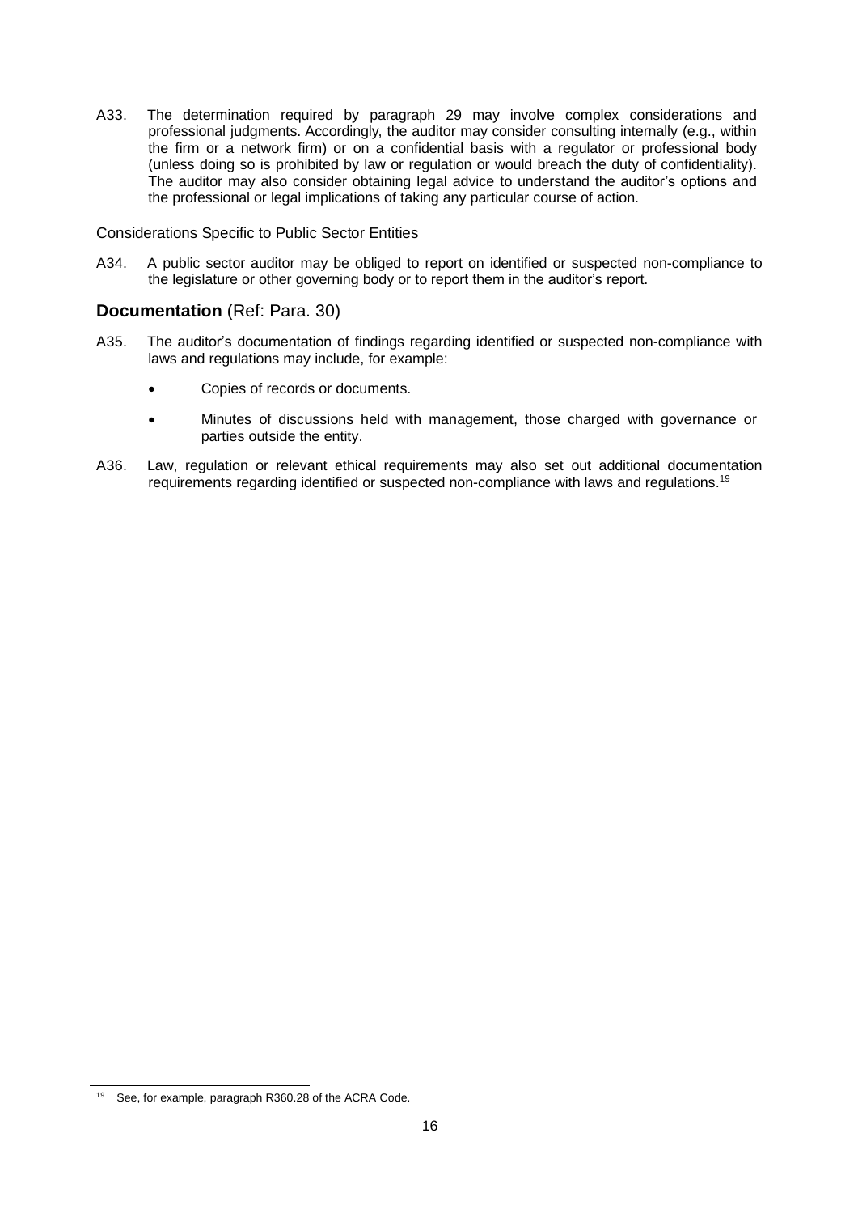A33. The determination required by paragraph 29 may involve complex considerations and professional judgments. Accordingly, the auditor may consider consulting internally (e.g., within the firm or a network firm) or on a confidential basis with a regulator or professional body (unless doing so is prohibited by law or regulation or would breach the duty of confidentiality). The auditor may also consider obtaining legal advice to understand the auditor's options and the professional or legal implications of taking any particular course of action.

Considerations Specific to Public Sector Entities

A34. A public sector auditor may be obliged to report on identified or suspected non-compliance to the legislature or other governing body or to report them in the auditor's report.

## **Documentation** (Ref: Para. 30)

A35. The auditor's documentation of findings regarding identified or suspected non-compliance with laws and regulations may include, for example:

- Copies of records or documents.
- Minutes of discussions held with management, those charged with governance or parties outside the entity.

A36. Law, regulation or relevant ethical requirements may also set out additional documentation requirements regarding identified or suspected non-compliance with laws and regulations.[19]

---

[19] See, for example, paragraph R360.28 of the ACRA Code.